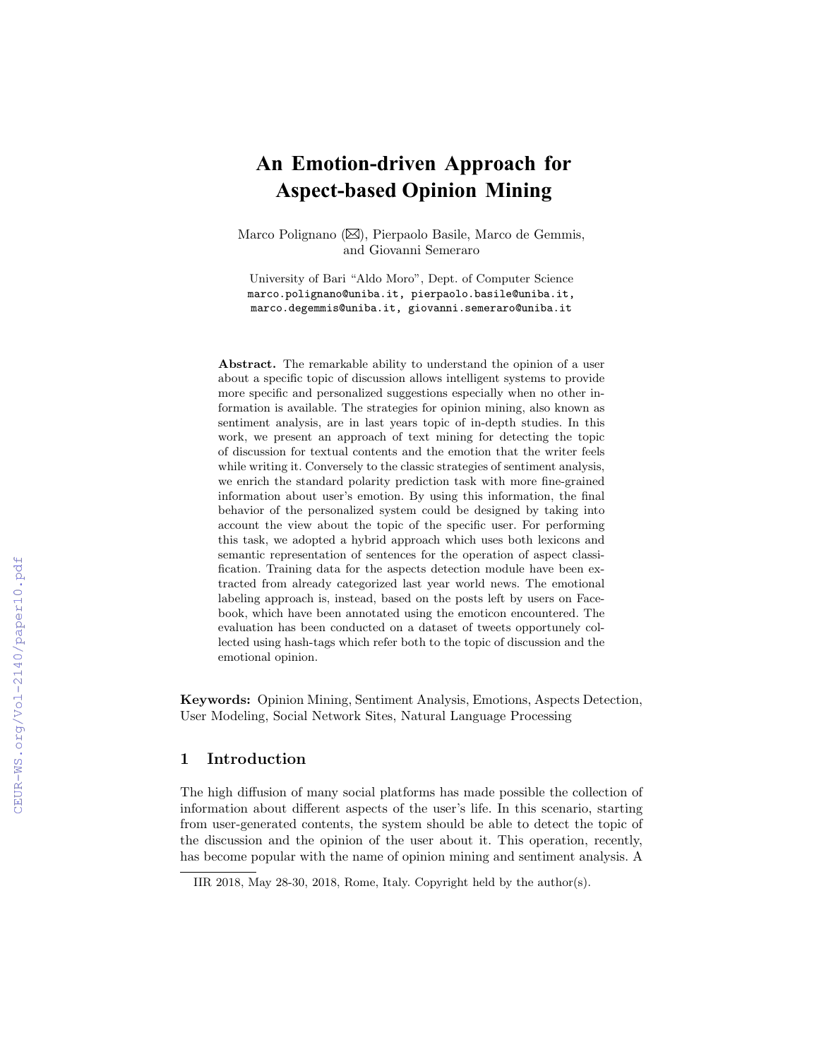# An Emotion-driven Approach for Aspect-based Opinion Mining

Marco Polignano (✉), Pierpaolo Basile, Marco de Gemmis, and Giovanni Semeraro

University of Bari "Aldo Moro", Dept. of Computer Science
marco.polignano@uniba.it, pierpaolo.basile@uniba.it, marco.degemmis@uniba.it, giovanni.semeraro@uniba.it

**Abstract.** The remarkable ability to understand the opinion of a user about a specific topic of discussion allows intelligent systems to provide more specific and personalized suggestions especially when no other information is available. The strategies for opinion mining, also known as sentiment analysis, are in last years topic of in-depth studies. In this work, we present an approach of text mining for detecting the topic of discussion for textual contents and the emotion that the writer feels while writing it. Conversely to the classic strategies of sentiment analysis, we enrich the standard polarity prediction task with more fine-grained information about user's emotion. By using this information, the final behavior of the personalized system could be designed by taking into account the view about the topic of the specific user. For performing this task, we adopted a hybrid approach which uses both lexicons and semantic representation of sentences for the operation of aspect classification. Training data for the aspects detection module have been extracted from already categorized last year world news. The emotional labeling approach is, instead, based on the posts left by users on Facebook, which have been annotated using the emoticon encountered. The evaluation has been conducted on a dataset of tweets opportunely collected using hash-tags which refer both to the topic of discussion and the emotional opinion.

**Keywords:** Opinion Mining, Sentiment Analysis, Emotions, Aspects Detection, User Modeling, Social Network Sites, Natural Language Processing

## 1 Introduction

The high diffusion of many social platforms has made possible the collection of information about different aspects of the user's life. In this scenario, starting from user-generated contents, the system should be able to detect the topic of the discussion and the opinion of the user about it. This operation, recently, has become popular with the name of opinion mining and sentiment analysis. A

IIR 2018, May 28-30, 2018, Rome, Italy. Copyright held by the author(s).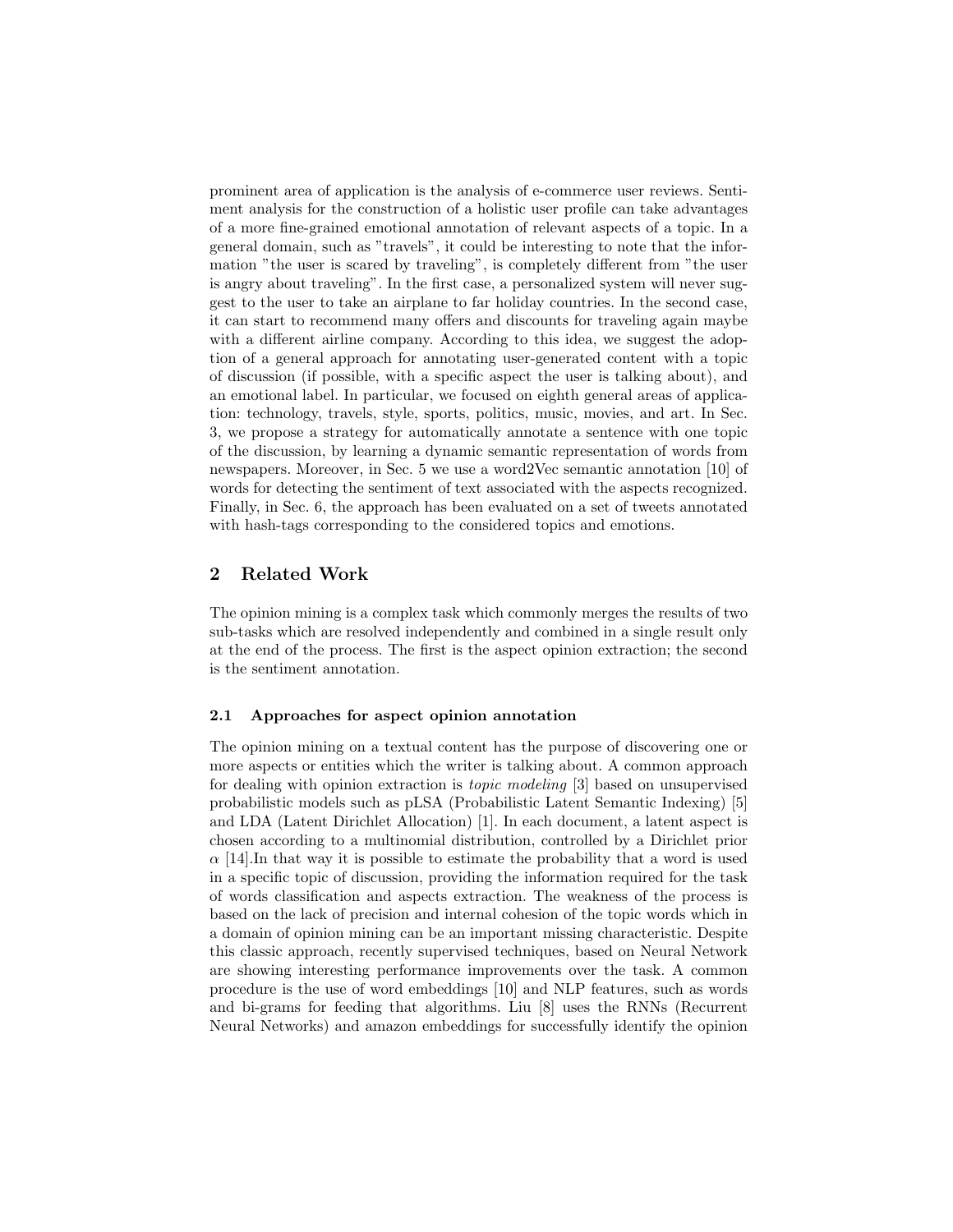prominent area of application is the analysis of e-commerce user reviews. Sentiment analysis for the construction of a holistic user profile can take advantages of a more fine-grained emotional annotation of relevant aspects of a topic. In a general domain, such as "travels", it could be interesting to note that the information "the user is scared by traveling", is completely different from "the user is angry about traveling". In the first case, a personalized system will never suggest to the user to take an airplane to far holiday countries. In the second case, it can start to recommend many offers and discounts for traveling again maybe with a different airline company. According to this idea, we suggest the adoption of a general approach for annotating user-generated content with a topic of discussion (if possible, with a specific aspect the user is talking about), and an emotional label. In particular, we focused on eighth general areas of application: technology, travels, style, sports, politics, music, movies, and art. In Sec. 3, we propose a strategy for automatically annotate a sentence with one topic of the discussion, by learning a dynamic semantic representation of words from newspapers. Moreover, in Sec. 5 we use a word2Vec semantic annotation [10] of words for detecting the sentiment of text associated with the aspects recognized. Finally, in Sec. 6, the approach has been evaluated on a set of tweets annotated with hash-tags corresponding to the considered topics and emotions.

## 2 Related Work

The opinion mining is a complex task which commonly merges the results of two sub-tasks which are resolved independently and combined in a single result only at the end of the process. The first is the aspect opinion extraction; the second is the sentiment annotation.

### 2.1 Approaches for aspect opinion annotation

The opinion mining on a textual content has the purpose of discovering one or more aspects or entities which the writer is talking about. A common approach for dealing with opinion extraction is *topic modeling* [3] based on unsupervised probabilistic models such as pLSA (Probabilistic Latent Semantic Indexing) [5] and LDA (Latent Dirichlet Allocation) [1]. In each document, a latent aspect is chosen according to a multinomial distribution, controlled by a Dirichlet prior $\alpha$ [14].In that way it is possible to estimate the probability that a word is used in a specific topic of discussion, providing the information required for the task of words classification and aspects extraction. The weakness of the process is based on the lack of precision and internal cohesion of the topic words which in a domain of opinion mining can be an important missing characteristic. Despite this classic approach, recently supervised techniques, based on Neural Network are showing interesting performance improvements over the task. A common procedure is the use of word embeddings [10] and NLP features, such as words and bi-grams for feeding that algorithms. Liu [8] uses the RNNs (Recurrent Neural Networks) and amazon embeddings for successfully identify the opinion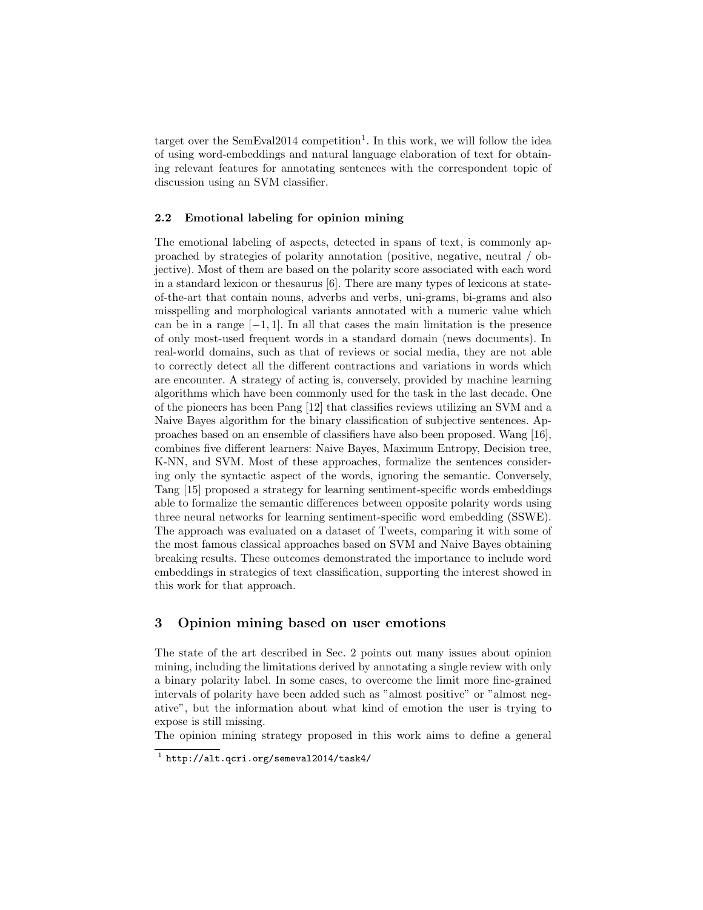target over the SemEval2014 competition[1]. In this work, we will follow the idea of using word-embeddings and natural language elaboration of text for obtaining relevant features for annotating sentences with the correspondent topic of discussion using an SVM classifier.

### 2.2 Emotional labeling for opinion mining

The emotional labeling of aspects, detected in spans of text, is commonly approached by strategies of polarity annotation (positive, negative, neutral / objective). Most of them are based on the polarity score associated with each word in a standard lexicon or thesaurus [6]. There are many types of lexicons at state-of-the-art that contain nouns, adverbs and verbs, uni-grams, bi-grams and also misspelling and morphological variants annotated with a numeric value which can be in a range $[-1, 1]$. In all that cases the main limitation is the presence of only most-used frequent words in a standard domain (news documents). In real-world domains, such as that of reviews or social media, they are not able to correctly detect all the different contractions and variations in words which are encounter. A strategy of acting is, conversely, provided by machine learning algorithms which have been commonly used for the task in the last decade. One of the pioneers has been Pang [12] that classifies reviews utilizing an SVM and a Naive Bayes algorithm for the binary classification of subjective sentences. Approaches based on an ensemble of classifiers have also been proposed. Wang [16], combines five different learners: Naive Bayes, Maximum Entropy, Decision tree, K-NN, and SVM. Most of these approaches, formalize the sentences considering only the syntactic aspect of the words, ignoring the semantic. Conversely, Tang [15] proposed a strategy for learning sentiment-specific words embeddings able to formalize the semantic differences between opposite polarity words using three neural networks for learning sentiment-specific word embedding (SSWE). The approach was evaluated on a dataset of Tweets, comparing it with some of the most famous classical approaches based on SVM and Naive Bayes obtaining breaking results. These outcomes demonstrated the importance to include word embeddings in strategies of text classification, supporting the interest showed in this work for that approach.

## 3 Opinion mining based on user emotions

The state of the art described in Sec. 2 points out many issues about opinion mining, including the limitations derived by annotating a single review with only a binary polarity label. In some cases, to overcome the limit more fine-grained intervals of polarity have been added such as "almost positive" or "almost negative", but the information about what kind of emotion the user is trying to expose is still missing.

The opinion mining strategy proposed in this work aims to define a general

[1] http://alt.qcri.org/semeval2014/task4/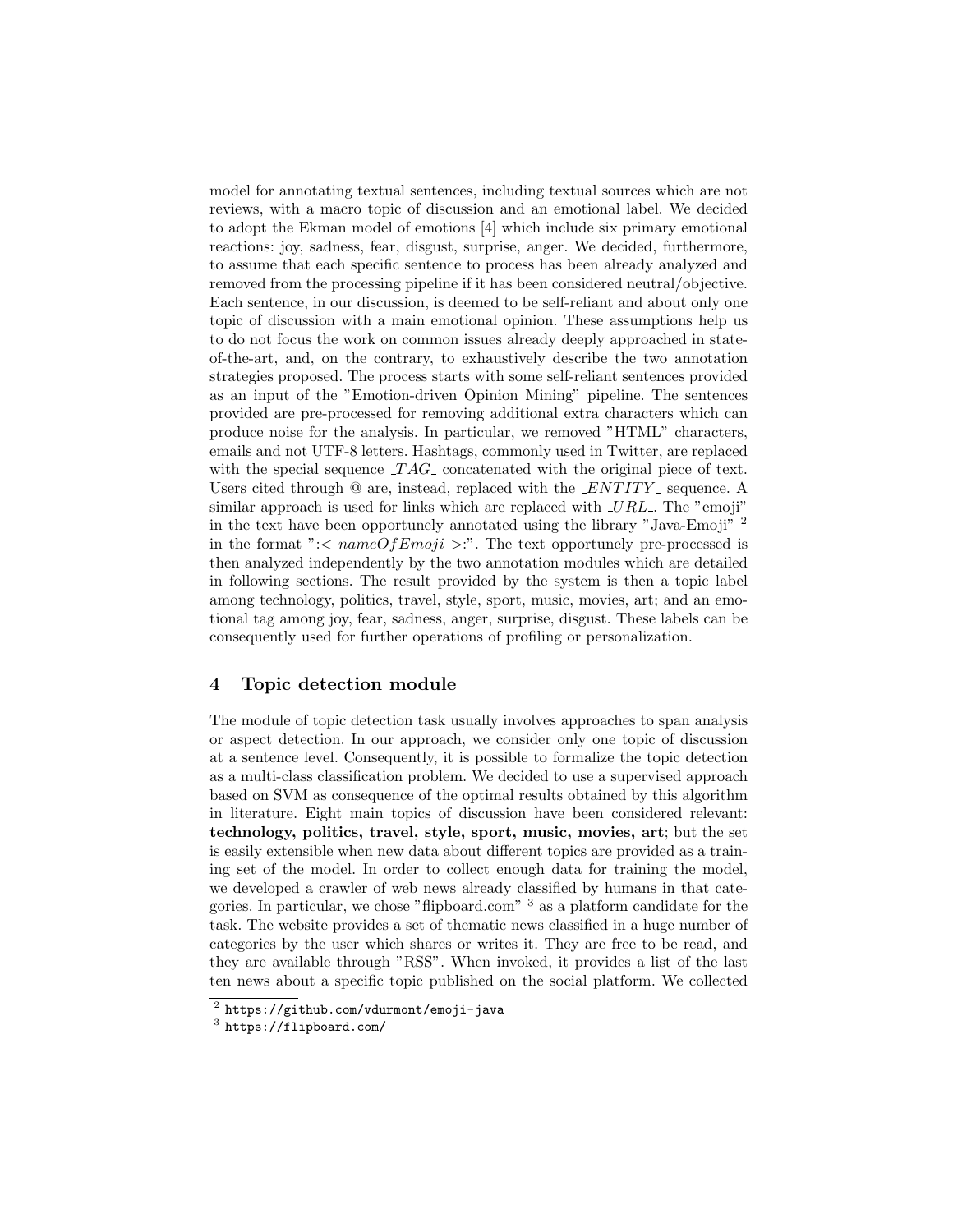model for annotating textual sentences, including textual sources which are not reviews, with a macro topic of discussion and an emotional label. We decided to adopt the Ekman model of emotions [4] which include six primary emotional reactions: joy, sadness, fear, disgust, surprise, anger. We decided, furthermore, to assume that each specific sentence to process has been already analyzed and removed from the processing pipeline if it has been considered neutral/objective. Each sentence, in our discussion, is deemed to be self-reliant and about only one topic of discussion with a main emotional opinion. These assumptions help us to do not focus the work on common issues already deeply approached in state-of-the-art, and, on the contrary, to exhaustively describe the two annotation strategies proposed. The process starts with some self-reliant sentences provided as an input of the "Emotion-driven Opinion Mining" pipeline. The sentences provided are pre-processed for removing additional extra characters which can produce noise for the analysis. In particular, we removed "HTML" characters, emails and not UTF-8 letters. Hashtags, commonly used in Twitter, are replaced with the special sequence $\_TAG\_$ concatenated with the original piece of text. Users cited through @ are, instead, replaced with the $\_ENTITY\_$ sequence. A similar approach is used for links which are replaced with $\_URL\_$. The "emoji" in the text have been opportunely annotated using the library "Java-Emoji" [2] in the format ":$< nameOfEmoji >$:". The text opportunely pre-processed is then analyzed independently by the two annotation modules which are detailed in following sections. The result provided by the system is then a topic label among technology, politics, travel, style, sport, music, movies, art; and an emotional tag among joy, fear, sadness, anger, surprise, disgust. These labels can be consequently used for further operations of profiling or personalization.

## 4 Topic detection module

The module of topic detection task usually involves approaches to span analysis or aspect detection. In our approach, we consider only one topic of discussion at a sentence level. Consequently, it is possible to formalize the topic detection as a multi-class classification problem. We decided to use a supervised approach based on SVM as consequence of the optimal results obtained by this algorithm in literature. Eight main topics of discussion have been considered relevant: **technology, politics, travel, style, sport, music, movies, art**; but the set is easily extensible when new data about different topics are provided as a training set of the model. In order to collect enough data for training the model, we developed a crawler of web news already classified by humans in that categories. In particular, we chose "flipboard.com" [3] as a platform candidate for the task. The website provides a set of thematic news classified in a huge number of categories by the user which shares or writes it. They are free to be read, and they are available through "RSS". When invoked, it provides a list of the last ten news about a specific topic published on the social platform. We collected

[2] https://github.com/vdurmont/emoji-java

[3] https://flipboard.com/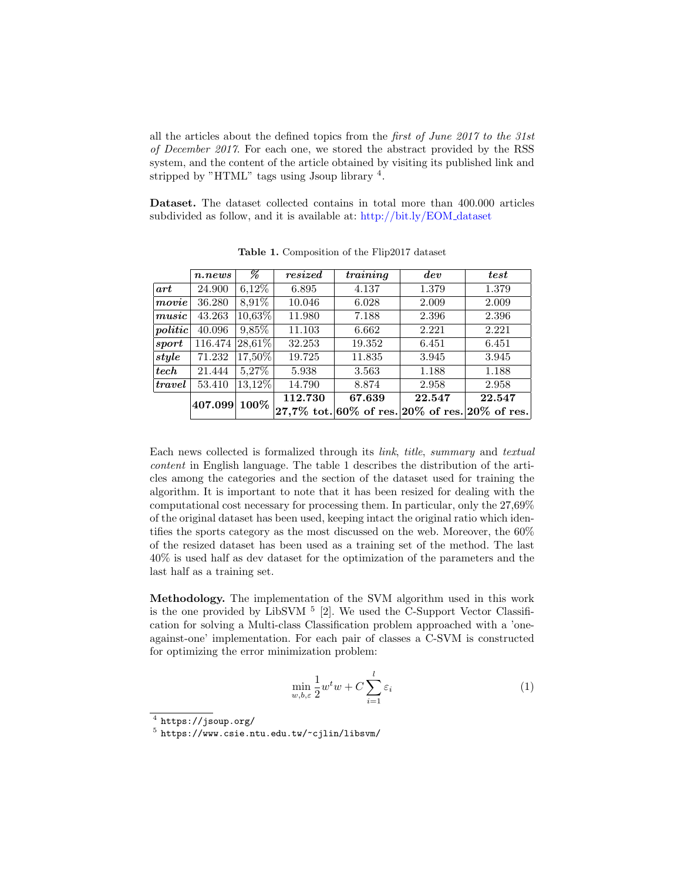all the articles about the defined topics from the *first of June 2017 to the 31st of December 2017*. For each one, we stored the abstract provided by the RSS system, and the content of the article obtained by visiting its published link and stripped by "HTML" tags using Jsoup library [4].

**Dataset.** The dataset collected contains in total more than 400.000 articles subdivided as follow, and it is available at: http://bit.ly/EOM_dataset

Table 1. Composition of the Flip2017 dataset

| | ***n.news*** | ***%*** | ***resized*** | ***training*** | ***dev*** | ***test*** |
|---|---|---|---|---|---|---|
| ***art*** | 24.900 | 6,12% | 6.895 | 4.137 | 1.379 | 1.379 |
| ***movie*** | 36.280 | 8,91% | 10.046 | 6.028 | 2.009 | 2.009 |
| ***music*** | 43.263 | 10,63% | 11.980 | 7.188 | 2.396 | 2.396 |
| ***politic*** | 40.096 | 9,85% | 11.103 | 6.662 | 2.221 | 2.221 |
| ***sport*** | 116.474 | 28,61% | 32.253 | 19.352 | 6.451 | 6.451 |
| ***style*** | 71.232 | 17,50% | 19.725 | 11.835 | 3.945 | 3.945 |
| ***tech*** | 21.444 | 5,27% | 5.938 | 3.563 | 1.188 | 1.188 |
| ***travel*** | 53.410 | 13,12% | 14.790 | 8.874 | 2.958 | 2.958 |
| | **407.099** | **100%** | **112.730** **27,7% tot.** | **67.639** **60% of res.** | **22.547** **20% of res.** | **22.547** **20% of res.** |

Each news collected is formalized through its *link*, *title*, *summary* and *textual content* in English language. The table 1 describes the distribution of the articles among the categories and the section of the dataset used for training the algorithm. It is important to note that it has been resized for dealing with the computational cost necessary for processing them. In particular, only the 27,69% of the original dataset has been used, keeping intact the original ratio which identifies the sports category as the most discussed on the web. Moreover, the 60% of the resized dataset has been used as a training set of the method. The last 40% is used half as dev dataset for the optimization of the parameters and the last half as a training set.

**Methodology.** The implementation of the SVM algorithm used in this work is the one provided by LibSVM [5] [2]. We used the C-Support Vector Classification for solving a Multi-class Classification problem approached with a 'one-against-one' implementation. For each pair of classes a C-SVM is constructed for optimizing the error minimization problem:

$$\min_{w,b,\varepsilon} \frac{1}{2} w^t w + C \sum_{i=1}^{l} \varepsilon_i \tag{1}$$

[4] https://jsoup.org/

[5] https://www.csie.ntu.edu.tw/~cjlin/libsvm/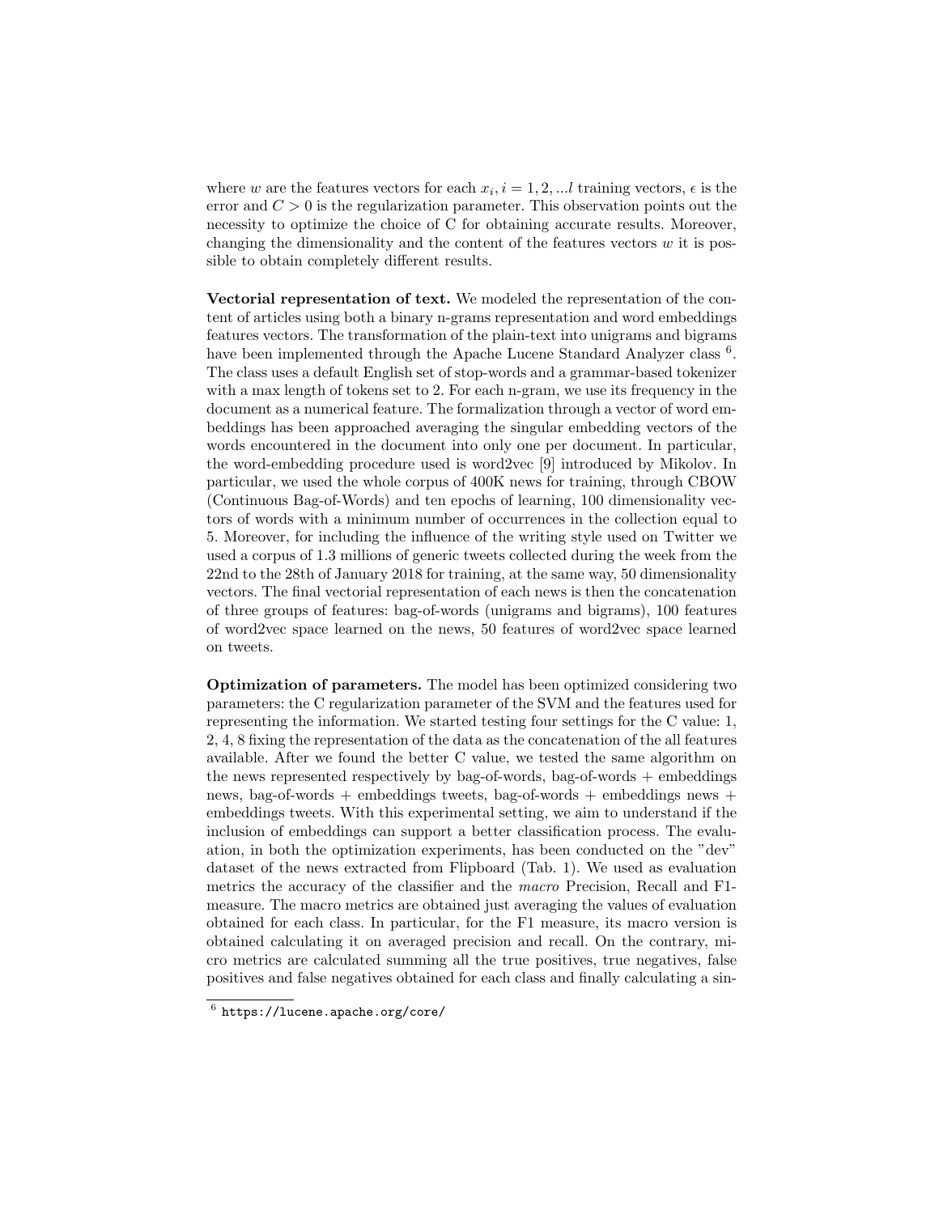where $w$ are the features vectors for each $x_i, i = 1, 2, ...l$ training vectors, $\epsilon$ is the error and $C > 0$ is the regularization parameter. This observation points out the necessity to optimize the choice of C for obtaining accurate results. Moreover, changing the dimensionality and the content of the features vectors $w$ it is possible to obtain completely different results.

**Vectorial representation of text.** We modeled the representation of the content of articles using both a binary n-grams representation and word embeddings features vectors. The transformation of the plain-text into unigrams and bigrams have been implemented through the Apache Lucene Standard Analyzer class [6]. The class uses a default English set of stop-words and a grammar-based tokenizer with a max length of tokens set to 2. For each n-gram, we use its frequency in the document as a numerical feature. The formalization through a vector of word embeddings has been approached averaging the singular embedding vectors of the words encountered in the document into only one per document. In particular, the word-embedding procedure used is word2vec [9] introduced by Mikolov. In particular, we used the whole corpus of 400K news for training, through CBOW (Continuous Bag-of-Words) and ten epochs of learning, 100 dimensionality vectors of words with a minimum number of occurrences in the collection equal to 5. Moreover, for including the influence of the writing style used on Twitter we used a corpus of 1.3 millions of generic tweets collected during the week from the 22nd to the 28th of January 2018 for training, at the same way, 50 dimensionality vectors. The final vectorial representation of each news is then the concatenation of three groups of features: bag-of-words (unigrams and bigrams), 100 features of word2vec space learned on the news, 50 features of word2vec space learned on tweets.

**Optimization of parameters.** The model has been optimized considering two parameters: the C regularization parameter of the SVM and the features used for representing the information. We started testing four settings for the C value: 1, 2, 4, 8 fixing the representation of the data as the concatenation of the all features available. After we found the better C value, we tested the same algorithm on the news represented respectively by bag-of-words, bag-of-words + embeddings news, bag-of-words + embeddings tweets, bag-of-words + embeddings news + embeddings tweets. With this experimental setting, we aim to understand if the inclusion of embeddings can support a better classification process. The evaluation, in both the optimization experiments, has been conducted on the "dev" dataset of the news extracted from Flipboard (Tab. 1). We used as evaluation metrics the accuracy of the classifier and the *macro* Precision, Recall and F1-measure. The macro metrics are obtained just averaging the values of evaluation obtained for each class. In particular, for the F1 measure, its macro version is obtained calculating it on averaged precision and recall. On the contrary, micro metrics are calculated summing all the true positives, true negatives, false positives and false negatives obtained for each class and finally calculating a sin-

[6] https://lucene.apache.org/core/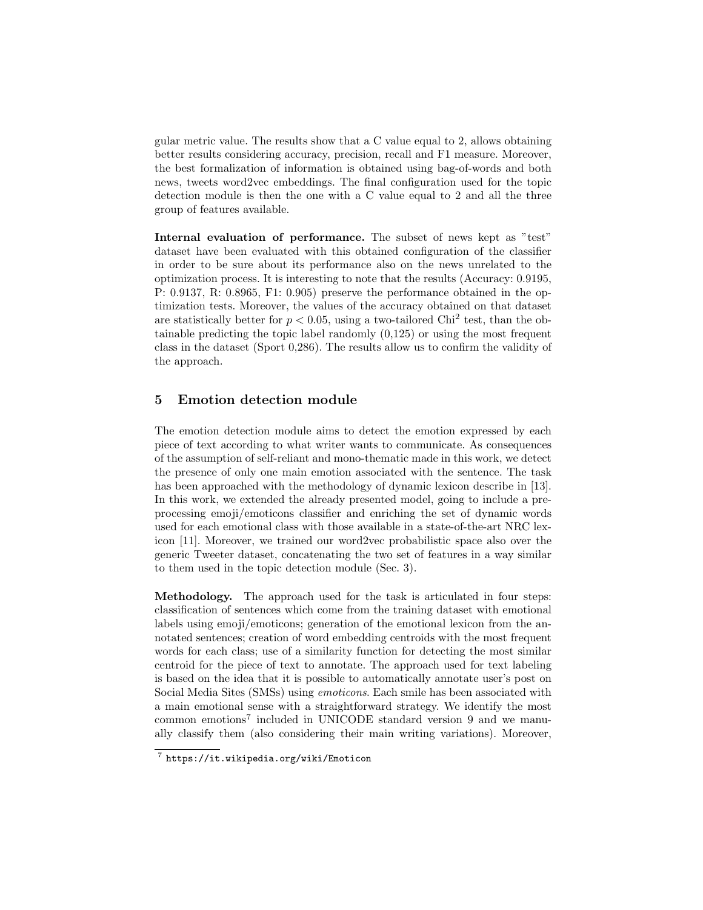gular metric value. The results show that a C value equal to 2, allows obtaining better results considering accuracy, precision, recall and F1 measure. Moreover, the best formalization of information is obtained using bag-of-words and both news, tweets word2vec embeddings. The final configuration used for the topic detection module is then the one with a C value equal to 2 and all the three group of features available.

**Internal evaluation of performance.** The subset of news kept as "test" dataset have been evaluated with this obtained configuration of the classifier in order to be sure about its performance also on the news unrelated to the optimization process. It is interesting to note that the results (Accuracy: 0.9195, P: 0.9137, R: 0.8965, F1: 0.905) preserve the performance obtained in the optimization tests. Moreover, the values of the accuracy obtained on that dataset are statistically better for $p < 0.05$, using a two-tailored $\text{Chi}^2$ test, than the obtainable predicting the topic label randomly (0,125) or using the most frequent class in the dataset (Sport 0,286). The results allow us to confirm the validity of the approach.

## 5 Emotion detection module

The emotion detection module aims to detect the emotion expressed by each piece of text according to what writer wants to communicate. As consequences of the assumption of self-reliant and mono-thematic made in this work, we detect the presence of only one main emotion associated with the sentence. The task has been approached with the methodology of dynamic lexicon describe in [13]. In this work, we extended the already presented model, going to include a preprocessing emoji/emoticons classifier and enriching the set of dynamic words used for each emotional class with those available in a state-of-the-art NRC lexicon [11]. Moreover, we trained our word2vec probabilistic space also over the generic Tweeter dataset, concatenating the two set of features in a way similar to them used in the topic detection module (Sec. 3).

**Methodology.** The approach used for the task is articulated in four steps: classification of sentences which come from the training dataset with emotional labels using emoji/emoticons; generation of the emotional lexicon from the annotated sentences; creation of word embedding centroids with the most frequent words for each class; use of a similarity function for detecting the most similar centroid for the piece of text to annotate. The approach used for text labeling is based on the idea that it is possible to automatically annotate user's post on Social Media Sites (SMSs) using *emoticons*. Each smile has been associated with a main emotional sense with a straightforward strategy. We identify the most common emotions[7] included in UNICODE standard version 9 and we manually classify them (also considering their main writing variations). Moreover,

[7] https://it.wikipedia.org/wiki/Emoticon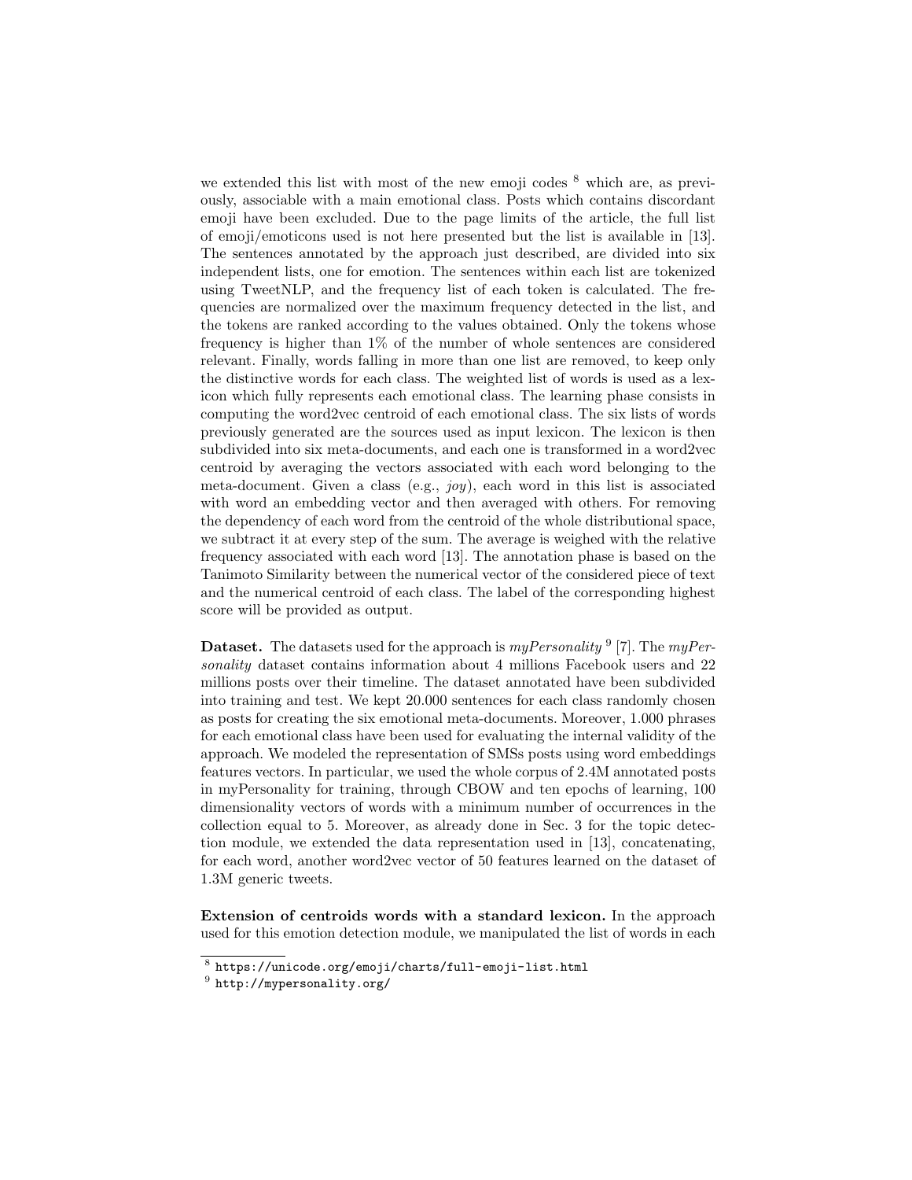we extended this list with most of the new emoji codes [8] which are, as previously, associable with a main emotional class. Posts which contains discordant emoji have been excluded. Due to the page limits of the article, the full list of emoji/emoticons used is not here presented but the list is available in [13]. The sentences annotated by the approach just described, are divided into six independent lists, one for emotion. The sentences within each list are tokenized using TweetNLP, and the frequency list of each token is calculated. The frequencies are normalized over the maximum frequency detected in the list, and the tokens are ranked according to the values obtained. Only the tokens whose frequency is higher than 1% of the number of whole sentences are considered relevant. Finally, words falling in more than one list are removed, to keep only the distinctive words for each class. The weighted list of words is used as a lexicon which fully represents each emotional class. The learning phase consists in computing the word2vec centroid of each emotional class. The six lists of words previously generated are the sources used as input lexicon. The lexicon is then subdivided into six meta-documents, and each one is transformed in a word2vec centroid by averaging the vectors associated with each word belonging to the meta-document. Given a class (e.g., *joy*), each word in this list is associated with word an embedding vector and then averaged with others. For removing the dependency of each word from the centroid of the whole distributional space, we subtract it at every step of the sum. The average is weighed with the relative frequency associated with each word [13]. The annotation phase is based on the Tanimoto Similarity between the numerical vector of the considered piece of text and the numerical centroid of each class. The label of the corresponding highest score will be provided as output.

**Dataset.** The datasets used for the approach is *myPersonality* [9] [7]. The *myPersonality* dataset contains information about 4 millions Facebook users and 22 millions posts over their timeline. The dataset annotated have been subdivided into training and test. We kept 20.000 sentences for each class randomly chosen as posts for creating the six emotional meta-documents. Moreover, 1.000 phrases for each emotional class have been used for evaluating the internal validity of the approach. We modeled the representation of SMSs posts using word embeddings features vectors. In particular, we used the whole corpus of 2.4M annotated posts in myPersonality for training, through CBOW and ten epochs of learning, 100 dimensionality vectors of words with a minimum number of occurrences in the collection equal to 5. Moreover, as already done in Sec. 3 for the topic detection module, we extended the data representation used in [13], concatenating, for each word, another word2vec vector of 50 features learned on the dataset of 1.3M generic tweets.

**Extension of centroids words with a standard lexicon.** In the approach used for this emotion detection module, we manipulated the list of words in each

[8] `https://unicode.org/emoji/charts/full-emoji-list.html`

[9] `http://mypersonality.org/`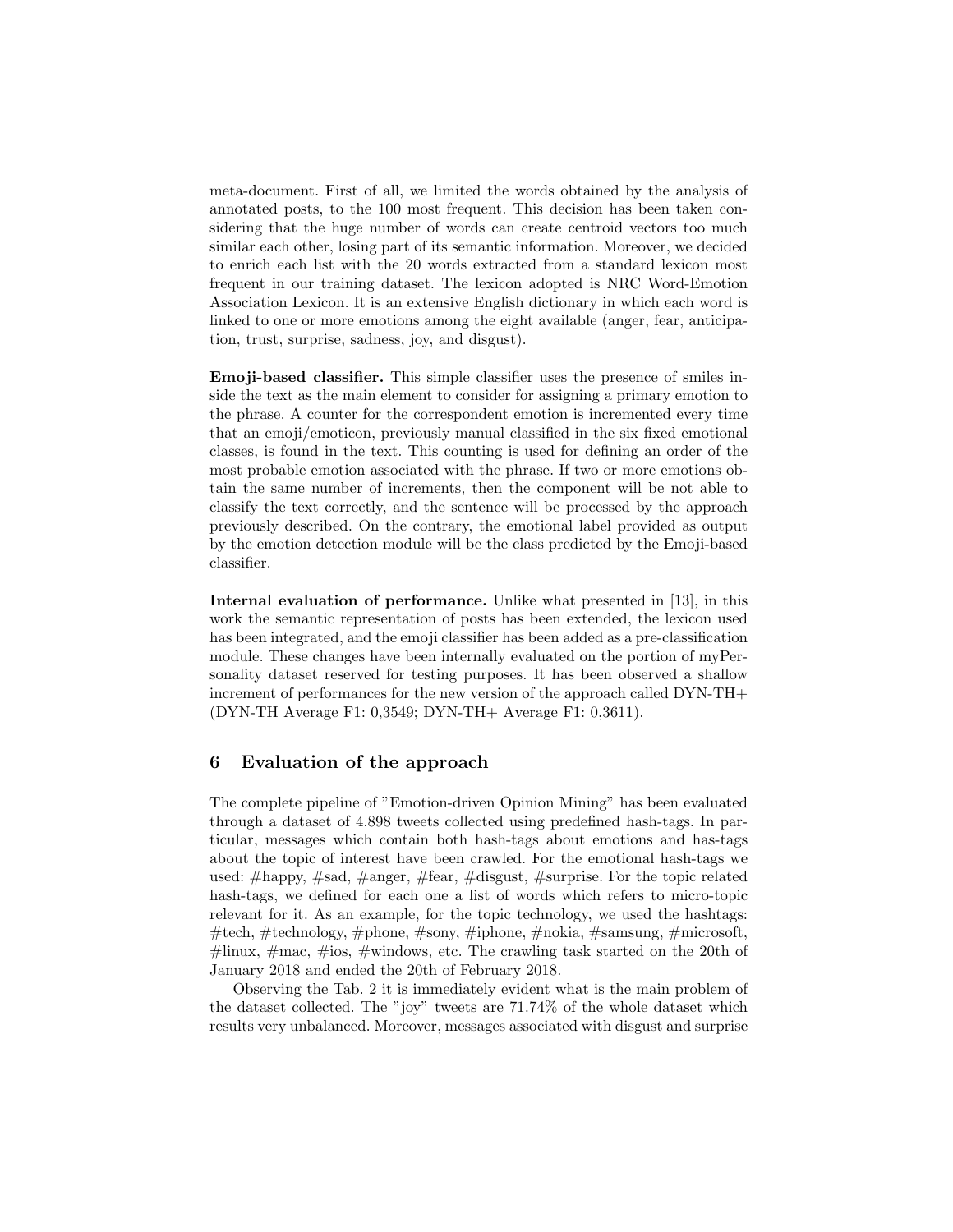meta-document. First of all, we limited the words obtained by the analysis of annotated posts, to the 100 most frequent. This decision has been taken considering that the huge number of words can create centroid vectors too much similar each other, losing part of its semantic information. Moreover, we decided to enrich each list with the 20 words extracted from a standard lexicon most frequent in our training dataset. The lexicon adopted is NRC Word-Emotion Association Lexicon. It is an extensive English dictionary in which each word is linked to one or more emotions among the eight available (anger, fear, anticipation, trust, surprise, sadness, joy, and disgust).

**Emoji-based classifier.** This simple classifier uses the presence of smiles inside the text as the main element to consider for assigning a primary emotion to the phrase. A counter for the correspondent emotion is incremented every time that an emoji/emoticon, previously manual classified in the six fixed emotional classes, is found in the text. This counting is used for defining an order of the most probable emotion associated with the phrase. If two or more emotions obtain the same number of increments, then the component will be not able to classify the text correctly, and the sentence will be processed by the approach previously described. On the contrary, the emotional label provided as output by the emotion detection module will be the class predicted by the Emoji-based classifier.

**Internal evaluation of performance.** Unlike what presented in [13], in this work the semantic representation of posts has been extended, the lexicon used has been integrated, and the emoji classifier has been added as a pre-classification module. These changes have been internally evaluated on the portion of myPersonality dataset reserved for testing purposes. It has been observed a shallow increment of performances for the new version of the approach called DYN-TH+ (DYN-TH Average F1: 0,3549; DYN-TH+ Average F1: 0,3611).

## 6 Evaluation of the approach

The complete pipeline of "Emotion-driven Opinion Mining" has been evaluated through a dataset of 4.898 tweets collected using predefined hash-tags. In particular, messages which contain both hash-tags about emotions and has-tags about the topic of interest have been crawled. For the emotional hash-tags we used: #happy, #sad, #anger, #fear, #disgust, #surprise. For the topic related hash-tags, we defined for each one a list of words which refers to micro-topic relevant for it. As an example, for the topic technology, we used the hashtags: #tech, #technology, #phone, #sony, #iphone, #nokia, #samsung, #microsoft, #linux, #mac, #ios, #windows, etc. The crawling task started on the 20th of January 2018 and ended the 20th of February 2018.

Observing the Tab. 2 it is immediately evident what is the main problem of the dataset collected. The "joy" tweets are 71.74% of the whole dataset which results very unbalanced. Moreover, messages associated with disgust and surprise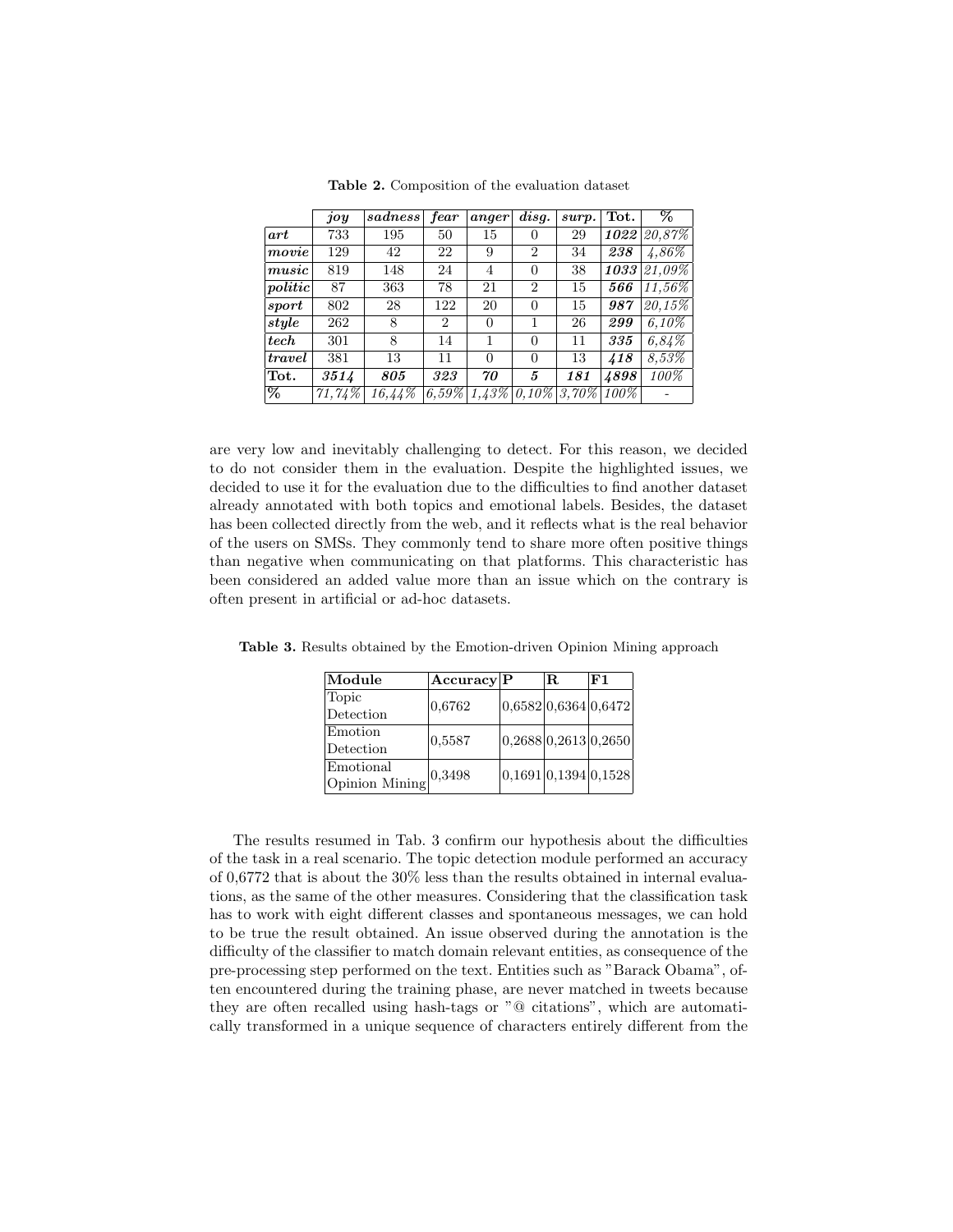**Table 2.** Composition of the evaluation dataset

| | *joy* | *sadness* | *fear* | *anger* | *disg.* | *surp.* | **Tot.** | **%** |
|---|---|---|---|---|---|---|---|---|
| ***art*** | 733 | 195 | 50 | 15 | 0 | 29 | ***1022*** | *20,87%* |
| ***movie*** | 129 | 42 | 22 | 9 | 2 | 34 | ***238*** | *4,86%* |
| ***music*** | 819 | 148 | 24 | 4 | 0 | 38 | ***1033*** | *21,09%* |
| ***politic*** | 87 | 363 | 78 | 21 | 2 | 15 | ***566*** | *11,56%* |
| ***sport*** | 802 | 28 | 122 | 20 | 0 | 15 | ***987*** | *20,15%* |
| ***style*** | 262 | 8 | 2 | 0 | 1 | 26 | ***299*** | *6,10%* |
| ***tech*** | 301 | 8 | 14 | 1 | 0 | 11 | ***335*** | *6,84%* |
| ***travel*** | 381 | 13 | 11 | 0 | 0 | 13 | ***418*** | *8,53%* |
| **Tot.** | ***3514*** | ***805*** | ***323*** | ***70*** | ***5*** | ***181*** | ***4898*** | *100%* |
| **%** | *71,74%* | *16,44%* | *6,59%* | *1,43%* | *0,10%* | *3,70%* | *100%* | - |

are very low and inevitably challenging to detect. For this reason, we decided to do not consider them in the evaluation. Despite the highlighted issues, we decided to use it for the evaluation due to the difficulties to find another dataset already annotated with both topics and emotional labels. Besides, the dataset has been collected directly from the web, and it reflects what is the real behavior of the users on SMSs. They commonly tend to share more often positive things than negative when communicating on that platforms. This characteristic has been considered an added value more than an issue which on the contrary is often present in artificial or ad-hoc datasets.

**Table 3.** Results obtained by the Emotion-driven Opinion Mining approach

| **Module** | **Accuracy** | **P** | **R** | **F1** |
|---|---|---|---|---|
| Topic Detection | 0,6762 | 0,6582 | 0,6364 | 0,6472 |
| Emotion Detection | 0,5587 | 0,2688 | 0,2613 | 0,2650 |
| Emotional Opinion Mining | 0,3498 | 0,1691 | 0,1394 | 0,1528 |

The results resumed in Tab. 3 confirm our hypothesis about the difficulties of the task in a real scenario. The topic detection module performed an accuracy of 0,6772 that is about the 30% less than the results obtained in internal evaluations, as the same of the other measures. Considering that the classification task has to work with eight different classes and spontaneous messages, we can hold to be true the result obtained. An issue observed during the annotation is the difficulty of the classifier to match domain relevant entities, as consequence of the pre-processing step performed on the text. Entities such as "Barack Obama", often encountered during the training phase, are never matched in tweets because they are often recalled using hash-tags or "@ citations", which are automatically transformed in a unique sequence of characters entirely different from the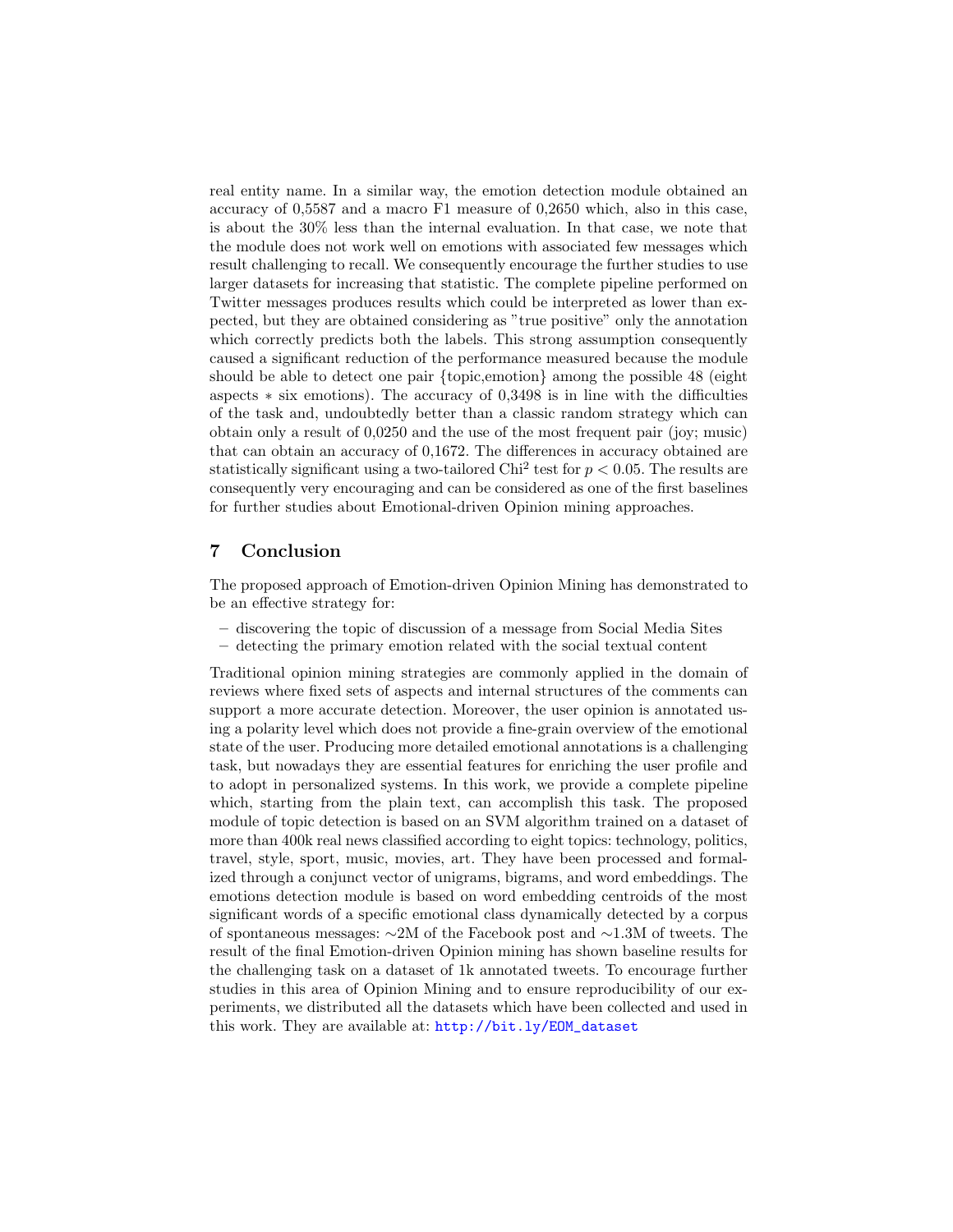real entity name. In a similar way, the emotion detection module obtained an accuracy of 0,5587 and a macro F1 measure of 0,2650 which, also in this case, is about the 30% less than the internal evaluation. In that case, we note that the module does not work well on emotions with associated few messages which result challenging to recall. We consequently encourage the further studies to use larger datasets for increasing that statistic. The complete pipeline performed on Twitter messages produces results which could be interpreted as lower than expected, but they are obtained considering as "true positive" only the annotation which correctly predicts both the labels. This strong assumption consequently caused a significant reduction of the performance measured because the module should be able to detect one pair {topic,emotion} among the possible 48 (eight aspects ∗ six emotions). The accuracy of 0,3498 is in line with the difficulties of the task and, undoubtedly better than a classic random strategy which can obtain only a result of 0,0250 and the use of the most frequent pair (joy; music) that can obtain an accuracy of 0,1672. The differences in accuracy obtained are statistically significant using a two-tailored Chi$^2$ test for $p < 0.05$. The results are consequently very encouraging and can be considered as one of the first baselines for further studies about Emotional-driven Opinion mining approaches.

## 7 Conclusion

The proposed approach of Emotion-driven Opinion Mining has demonstrated to be an effective strategy for:

– discovering the topic of discussion of a message from Social Media Sites
– detecting the primary emotion related with the social textual content

Traditional opinion mining strategies are commonly applied in the domain of reviews where fixed sets of aspects and internal structures of the comments can support a more accurate detection. Moreover, the user opinion is annotated using a polarity level which does not provide a fine-grain overview of the emotional state of the user. Producing more detailed emotional annotations is a challenging task, but nowadays they are essential features for enriching the user profile and to adopt in personalized systems. In this work, we provide a complete pipeline which, starting from the plain text, can accomplish this task. The proposed module of topic detection is based on an SVM algorithm trained on a dataset of more than 400k real news classified according to eight topics: technology, politics, travel, style, sport, music, movies, art. They have been processed and formalized through a conjunct vector of unigrams, bigrams, and word embeddings. The emotions detection module is based on word embedding centroids of the most significant words of a specific emotional class dynamically detected by a corpus of spontaneous messages: ∼2M of the Facebook post and ∼1.3M of tweets. The result of the final Emotion-driven Opinion mining has shown baseline results for the challenging task on a dataset of 1k annotated tweets. To encourage further studies in this area of Opinion Mining and to ensure reproducibility of our experiments, we distributed all the datasets which have been collected and used in this work. They are available at: http://bit.ly/EOM_dataset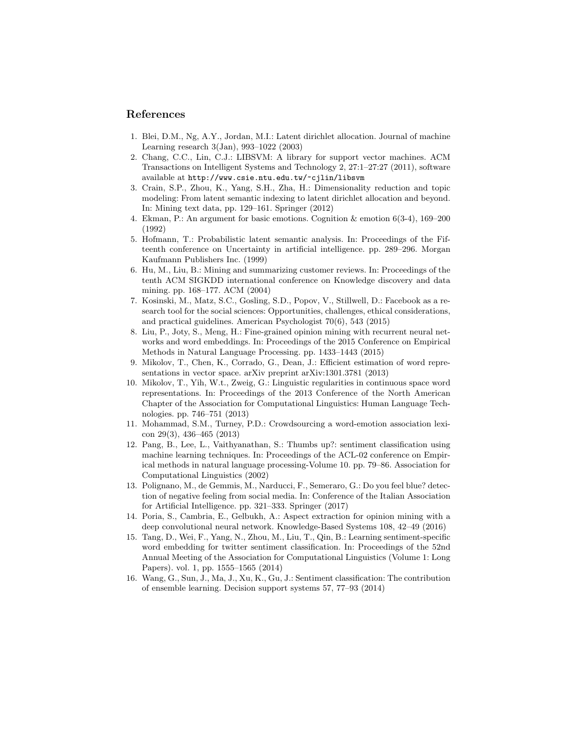## References

1. Blei, D.M., Ng, A.Y., Jordan, M.I.: Latent dirichlet allocation. Journal of machine Learning research 3(Jan), 993–1022 (2003)
2. Chang, C.C., Lin, C.J.: LIBSVM: A library for support vector machines. ACM Transactions on Intelligent Systems and Technology 2, 27:1–27:27 (2011), software available at http://www.csie.ntu.edu.tw/~cjlin/libsvm
3. Crain, S.P., Zhou, K., Yang, S.H., Zha, H.: Dimensionality reduction and topic modeling: From latent semantic indexing to latent dirichlet allocation and beyond. In: Mining text data, pp. 129–161. Springer (2012)
4. Ekman, P.: An argument for basic emotions. Cognition & emotion 6(3-4), 169–200 (1992)
5. Hofmann, T.: Probabilistic latent semantic analysis. In: Proceedings of the Fifteenth conference on Uncertainty in artificial intelligence. pp. 289–296. Morgan Kaufmann Publishers Inc. (1999)
6. Hu, M., Liu, B.: Mining and summarizing customer reviews. In: Proceedings of the tenth ACM SIGKDD international conference on Knowledge discovery and data mining. pp. 168–177. ACM (2004)
7. Kosinski, M., Matz, S.C., Gosling, S.D., Popov, V., Stillwell, D.: Facebook as a research tool for the social sciences: Opportunities, challenges, ethical considerations, and practical guidelines. American Psychologist 70(6), 543 (2015)
8. Liu, P., Joty, S., Meng, H.: Fine-grained opinion mining with recurrent neural networks and word embeddings. In: Proceedings of the 2015 Conference on Empirical Methods in Natural Language Processing. pp. 1433–1443 (2015)
9. Mikolov, T., Chen, K., Corrado, G., Dean, J.: Efficient estimation of word representations in vector space. arXiv preprint arXiv:1301.3781 (2013)
10. Mikolov, T., Yih, W.t., Zweig, G.: Linguistic regularities in continuous space word representations. In: Proceedings of the 2013 Conference of the North American Chapter of the Association for Computational Linguistics: Human Language Technologies. pp. 746–751 (2013)
11. Mohammad, S.M., Turney, P.D.: Crowdsourcing a word-emotion association lexicon 29(3), 436–465 (2013)
12. Pang, B., Lee, L., Vaithyanathan, S.: Thumbs up?: sentiment classification using machine learning techniques. In: Proceedings of the ACL-02 conference on Empirical methods in natural language processing-Volume 10. pp. 79–86. Association for Computational Linguistics (2002)
13. Polignano, M., de Gemmis, M., Narducci, F., Semeraro, G.: Do you feel blue? detection of negative feeling from social media. In: Conference of the Italian Association for Artificial Intelligence. pp. 321–333. Springer (2017)
14. Poria, S., Cambria, E., Gelbukh, A.: Aspect extraction for opinion mining with a deep convolutional neural network. Knowledge-Based Systems 108, 42–49 (2016)
15. Tang, D., Wei, F., Yang, N., Zhou, M., Liu, T., Qin, B.: Learning sentiment-specific word embedding for twitter sentiment classification. In: Proceedings of the 52nd Annual Meeting of the Association for Computational Linguistics (Volume 1: Long Papers). vol. 1, pp. 1555–1565 (2014)
16. Wang, G., Sun, J., Ma, J., Xu, K., Gu, J.: Sentiment classification: The contribution of ensemble learning. Decision support systems 57, 77–93 (2014)